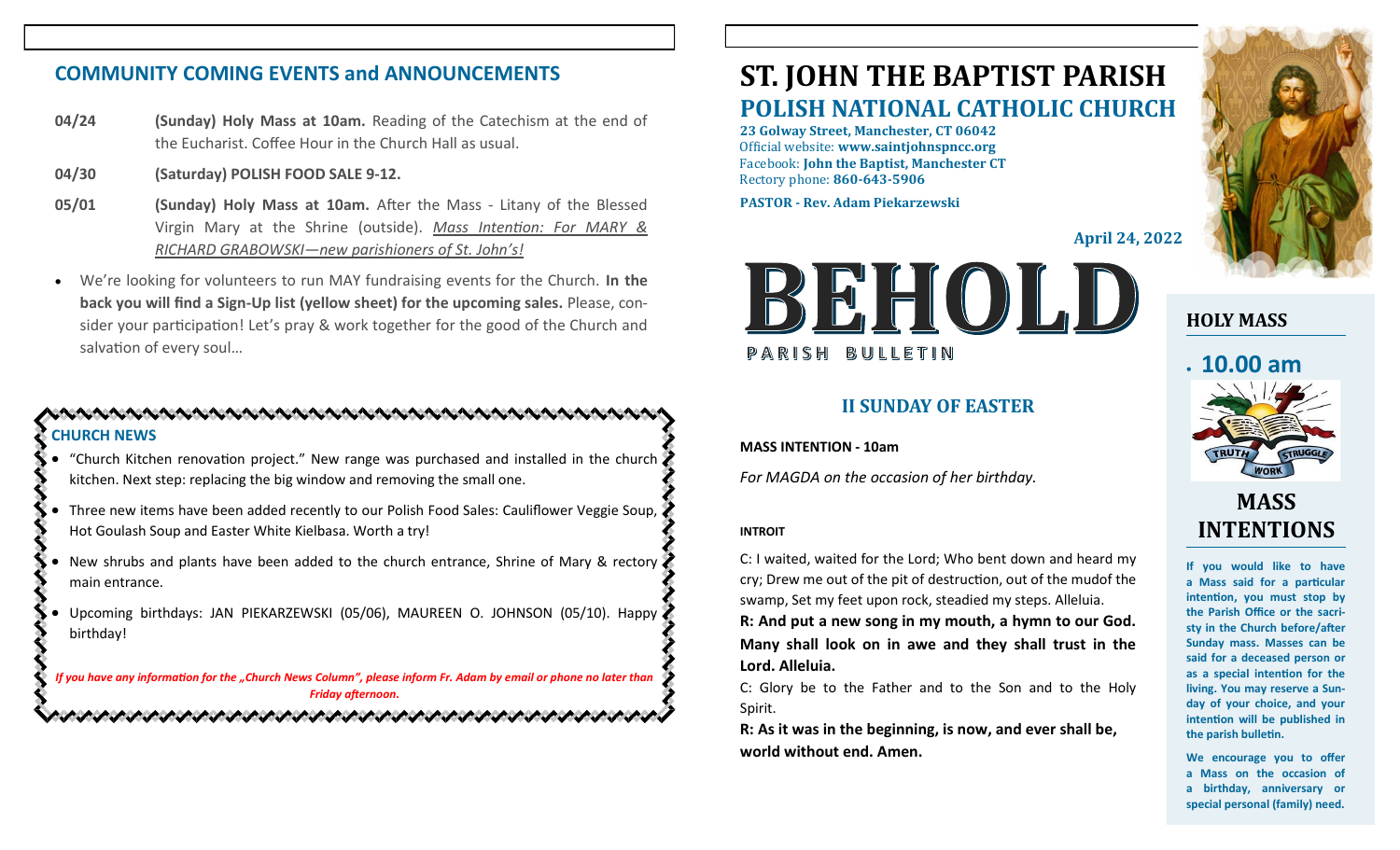## COMMUNITY COMING EVENTS and ANNOUNCEMENTS

- **04/24** **(Sunday) Holy Mass at 10am.** Reading of the Catechism at the end of the Eucharist. Coffee Hour in the Church Hall as usual.
- **04/30** **(Saturday) POLISH FOOD SALE 9-12.**
- **05/01** **(Sunday) Holy Mass at 10am.** After the Mass - Litany of the Blessed Virgin Mary at the Shrine (outside). *Mass Intention: For MARY & RICHARD GRABOWSKI—new parishioners of St. John's!*

- We're looking for volunteers to run MAY fundraising events for the Church. **In the back you will find a Sign-Up list (yellow sheet) for the upcoming sales.** Please, consider your participation! Let's pray & work together for the good of the Church and salvation of every soul…

### CHURCH NEWS

- "Church Kitchen renovation project." New range was purchased and installed in the church kitchen. Next step: replacing the big window and removing the small one.
- Three new items have been added recently to our Polish Food Sales: Cauliflower Veggie Soup, Hot Goulash Soup and Easter White Kielbasa. Worth a try!
- New shrubs and plants have been added to the church entrance, Shrine of Mary & rectory main entrance.
- Upcoming birthdays: JAN PIEKARZEWSKI (05/06), MAUREEN O. JOHNSON (05/10). Happy birthday!

*If you have any information for the „Church News Column", please inform Fr. Adam by email or phone no later than Friday afternoon.*

# ST. JOHN THE BAPTIST PARISH
## POLISH NATIONAL CATHOLIC CHURCH

**23 Golway Street, Manchester, CT 06042**
Official website: **www.saintjohnspncc.org**
Facebook: **John the Baptist, Manchester CT**
Rectory phone: **860-643-5906**

**PASTOR - Rev. Adam Piekarzewski**

**April 24, 2022**

# BEHOLD
PARISH BULLETIN

## II SUNDAY OF EASTER

**MASS INTENTION - 10am**

*For MAGDA on the occasion of her birthday.*

**INTROIT**

C: I waited, waited for the Lord; Who bent down and heard my cry; Drew me out of the pit of destruction, out of the mudof the swamp, Set my feet upon rock, steadied my steps. Alleluia.

**R: And put a new song in my mouth, a hymn to our God. Many shall look on in awe and they shall trust in the Lord. Alleluia.**

C: Glory be to the Father and to the Son and to the Holy Spirit.

**R: As it was in the beginning, is now, and ever shall be, world without end. Amen.**

### HOLY MASS

- **10.00 am**

TRUTH WORK STRUGGLE

### MASS INTENTIONS

**If you would like to have a Mass said for a particular intention, you must stop by the Parish Office or the sacristy in the Church before/after Sunday mass. Masses can be said for a deceased person or as a special intention for the living. You may reserve a Sunday of your choice, and your intention will be published in the parish bulletin.**

**We encourage you to offer a Mass on the occasion of a birthday, anniversary or special personal (family) need.**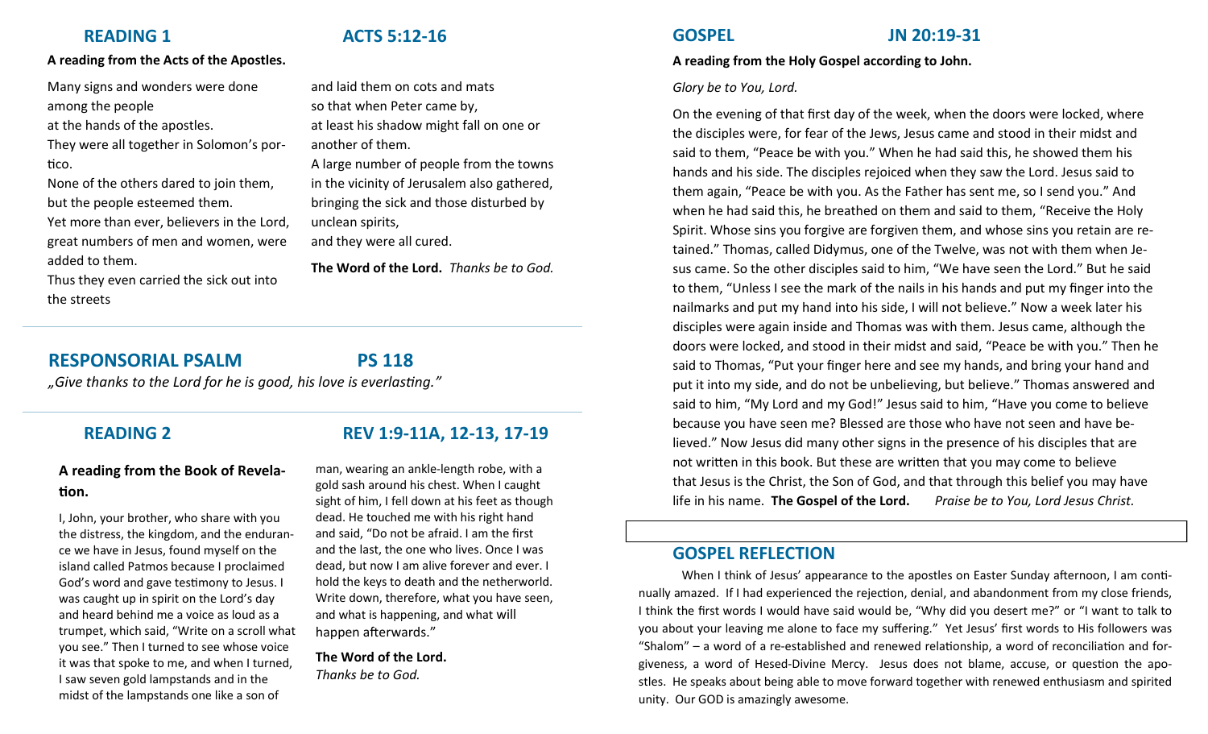## READING 1 — ACTS 5:12-16

**A reading from the Acts of the Apostles.**

Many signs and wonders were done among the people
at the hands of the apostles.
They were all together in Solomon's portico.
None of the others dared to join them,
but the people esteemed them.
Yet more than ever, believers in the Lord,
great numbers of men and women, were added to them.
Thus they even carried the sick out into the streets
and laid them on cots and mats
so that when Peter came by,
at least his shadow might fall on one or another of them.
A large number of people from the towns in the vicinity of Jerusalem also gathered,
bringing the sick and those disturbed by unclean spirits,
and they were all cured.

**The Word of the Lord.** *Thanks be to God.*

## RESPONSORIAL PSALM — PS 118

*„Give thanks to the Lord for he is good, his love is everlasting."*

## READING 2 — REV 1:9-11A, 12-13, 17-19

**A reading from the Book of Revelation.**

I, John, your brother, who share with you the distress, the kingdom, and the endurance we have in Jesus, found myself on the island called Patmos because I proclaimed God's word and gave testimony to Jesus. I was caught up in spirit on the Lord's day and heard behind me a voice as loud as a trumpet, which said, "Write on a scroll what you see." Then I turned to see whose voice it was that spoke to me, and when I turned, I saw seven gold lampstands and in the midst of the lampstands one like a son of man, wearing an ankle-length robe, with a gold sash around his chest. When I caught sight of him, I fell down at his feet as though dead. He touched me with his right hand and said, "Do not be afraid. I am the first and the last, the one who lives. Once I was dead, but now I am alive forever and ever. I hold the keys to death and the netherworld. Write down, therefore, what you have seen, and what is happening, and what will happen afterwards."

**The Word of the Lord.**
*Thanks be to God.*

## GOSPEL — JN 20:19-31

**A reading from the Holy Gospel according to John.**

*Glory be to You, Lord.*

On the evening of that first day of the week, when the doors were locked, where the disciples were, for fear of the Jews, Jesus came and stood in their midst and said to them, "Peace be with you." When he had said this, he showed them his hands and his side. The disciples rejoiced when they saw the Lord. Jesus said to them again, "Peace be with you. As the Father has sent me, so I send you." And when he had said this, he breathed on them and said to them, "Receive the Holy Spirit. Whose sins you forgive are forgiven them, and whose sins you retain are retained." Thomas, called Didymus, one of the Twelve, was not with them when Jesus came. So the other disciples said to him, "We have seen the Lord." But he said to them, "Unless I see the mark of the nails in his hands and put my finger into the nailmarks and put my hand into his side, I will not believe." Now a week later his disciples were again inside and Thomas was with them. Jesus came, although the doors were locked, and stood in their midst and said, "Peace be with you." Then he said to Thomas, "Put your finger here and see my hands, and bring your hand and put it into my side, and do not be unbelieving, but believe." Thomas answered and said to him, "My Lord and my God!" Jesus said to him, "Have you come to believe because you have seen me? Blessed are those who have not seen and have believed." Now Jesus did many other signs in the presence of his disciples that are not written in this book. But these are written that you may come to believe that Jesus is the Christ, the Son of God, and that through this belief you may have life in his name. **The Gospel of the Lord.** *Praise be to You, Lord Jesus Christ.*

## GOSPEL REFLECTION

When I think of Jesus' appearance to the apostles on Easter Sunday afternoon, I am continually amazed. If I had experienced the rejection, denial, and abandonment from my close friends, I think the first words I would have said would be, "Why did you desert me?" or "I want to talk to you about your leaving me alone to face my suffering." Yet Jesus' first words to His followers was "Shalom" – a word of a re-established and renewed relationship, a word of reconciliation and forgiveness, a word of Hesed-Divine Mercy. Jesus does not blame, accuse, or question the apostles. He speaks about being able to move forward together with renewed enthusiasm and spirited unity. Our GOD is amazingly awesome.